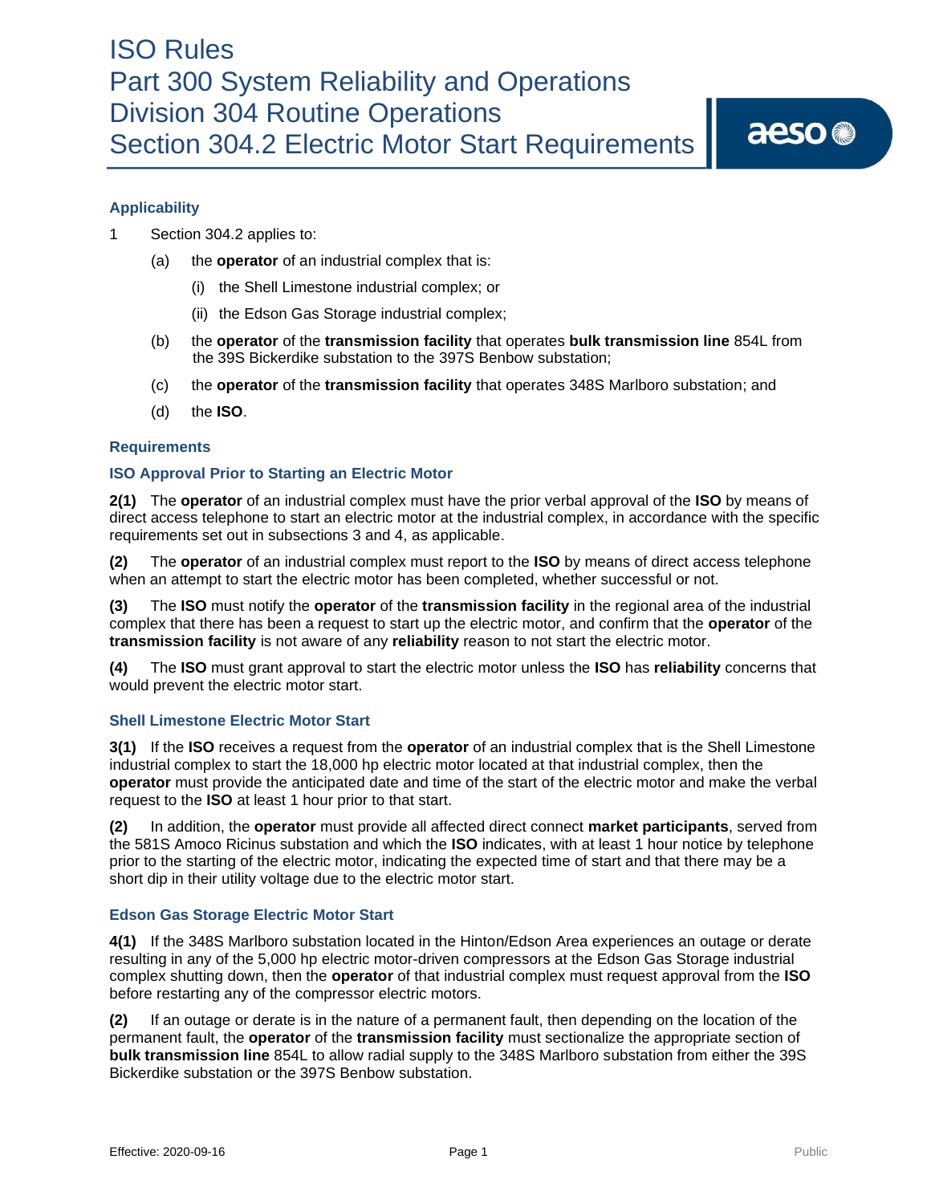# ISO Rules
# Part 300 System Reliability and Operations
# Division 304 Routine Operations
# Section 304.2 Electric Motor Start Requirements

## Applicability

1 Section 304.2 applies to:

(a) the **operator** of an industrial complex that is:

(i) the Shell Limestone industrial complex; or

(ii) the Edson Gas Storage industrial complex;

(b) the **operator** of the **transmission facility** that operates **bulk transmission line** 854L from the 39S Bickerdike substation to the 397S Benbow substation;

(c) the **operator** of the **transmission facility** that operates 348S Marlboro substation; and

(d) the **ISO**.

## Requirements

### ISO Approval Prior to Starting an Electric Motor

**2(1)** The **operator** of an industrial complex must have the prior verbal approval of the **ISO** by means of direct access telephone to start an electric motor at the industrial complex, in accordance with the specific requirements set out in subsections 3 and 4, as applicable.

**(2)** The **operator** of an industrial complex must report to the **ISO** by means of direct access telephone when an attempt to start the electric motor has been completed, whether successful or not.

**(3)** The **ISO** must notify the **operator** of the **transmission facility** in the regional area of the industrial complex that there has been a request to start up the electric motor, and confirm that the **operator** of the **transmission facility** is not aware of any **reliability** reason to not start the electric motor.

**(4)** The **ISO** must grant approval to start the electric motor unless the **ISO** has **reliability** concerns that would prevent the electric motor start.

### Shell Limestone Electric Motor Start

**3(1)** If the **ISO** receives a request from the **operator** of an industrial complex that is the Shell Limestone industrial complex to start the 18,000 hp electric motor located at that industrial complex, then the **operator** must provide the anticipated date and time of the start of the electric motor and make the verbal request to the **ISO** at least 1 hour prior to that start.

**(2)** In addition, the **operator** must provide all affected direct connect **market participants**, served from the 581S Amoco Ricinus substation and which the **ISO** indicates, with at least 1 hour notice by telephone prior to the starting of the electric motor, indicating the expected time of start and that there may be a short dip in their utility voltage due to the electric motor start.

### Edson Gas Storage Electric Motor Start

**4(1)** If the 348S Marlboro substation located in the Hinton/Edson Area experiences an outage or derate resulting in any of the 5,000 hp electric motor-driven compressors at the Edson Gas Storage industrial complex shutting down, then the **operator** of that industrial complex must request approval from the **ISO** before restarting any of the compressor electric motors.

**(2)** If an outage or derate is in the nature of a permanent fault, then depending on the location of the permanent fault, the **operator** of the **transmission facility** must sectionalize the appropriate section of **bulk transmission line** 854L to allow radial supply to the 348S Marlboro substation from either the 39S Bickerdike substation or the 397S Benbow substation.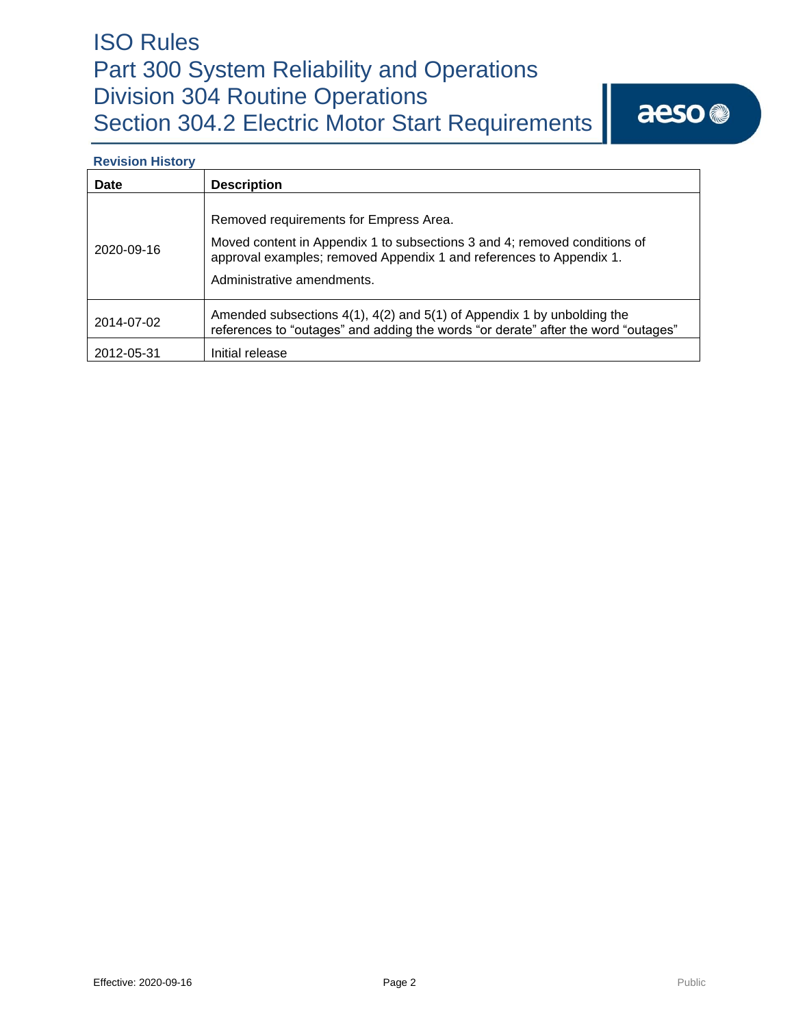**Revision History**

| Date | Description |
|---|---|
| 2020-09-16 | Removed requirements for Empress Area.<br><br>Moved content in Appendix 1 to subsections 3 and 4; removed conditions of approval examples; removed Appendix 1 and references to Appendix 1.<br><br>Administrative amendments. |
| 2014-07-02 | Amended subsections 4(1), 4(2) and 5(1) of Appendix 1 by unbolding the references to "outages" and adding the words "or derate" after the word "outages" |
| 2012-05-31 | Initial release |